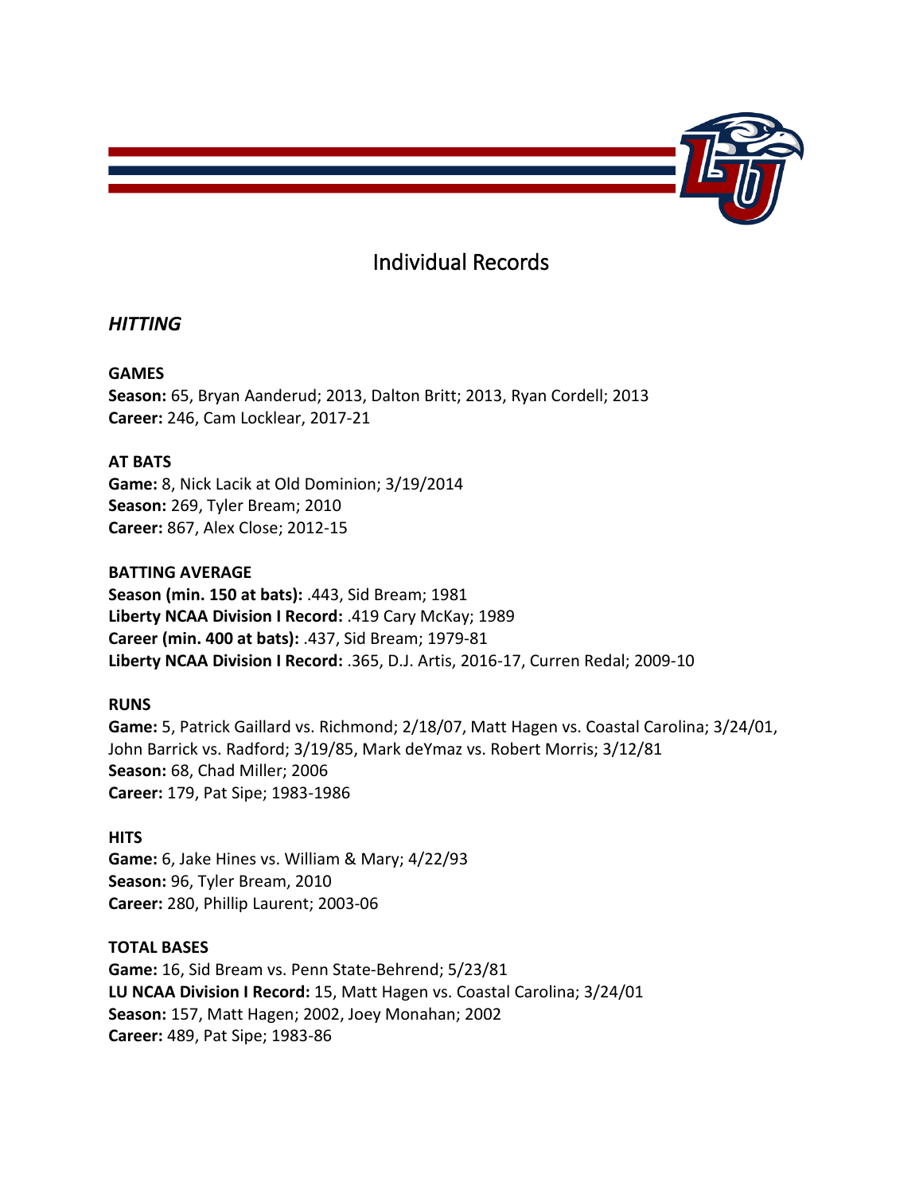# Individual Records

## *HITTING*

**GAMES**
**Season:** 65, Bryan Aanderud; 2013, Dalton Britt; 2013, Ryan Cordell; 2013
**Career:** 246, Cam Locklear, 2017-21

**AT BATS**
**Game:** 8, Nick Lacik at Old Dominion; 3/19/2014
**Season:** 269, Tyler Bream; 2010
**Career:** 867, Alex Close; 2012-15

**BATTING AVERAGE**
**Season (min. 150 at bats):** .443, Sid Bream; 1981
**Liberty NCAA Division I Record:** .419 Cary McKay; 1989
**Career (min. 400 at bats):** .437, Sid Bream; 1979-81
**Liberty NCAA Division I Record:** .365, D.J. Artis, 2016-17, Curren Redal; 2009-10

**RUNS**
**Game:** 5, Patrick Gaillard vs. Richmond; 2/18/07, Matt Hagen vs. Coastal Carolina; 3/24/01, John Barrick vs. Radford; 3/19/85, Mark deYmaz vs. Robert Morris; 3/12/81
**Season:** 68, Chad Miller; 2006
**Career:** 179, Pat Sipe; 1983-1986

**HITS**
**Game:** 6, Jake Hines vs. William & Mary; 4/22/93
**Season:** 96, Tyler Bream, 2010
**Career:** 280, Phillip Laurent; 2003-06

**TOTAL BASES**
**Game:** 16, Sid Bream vs. Penn State-Behrend; 5/23/81
**LU NCAA Division I Record:** 15, Matt Hagen vs. Coastal Carolina; 3/24/01
**Season:** 157, Matt Hagen; 2002, Joey Monahan; 2002
**Career:** 489, Pat Sipe; 1983-86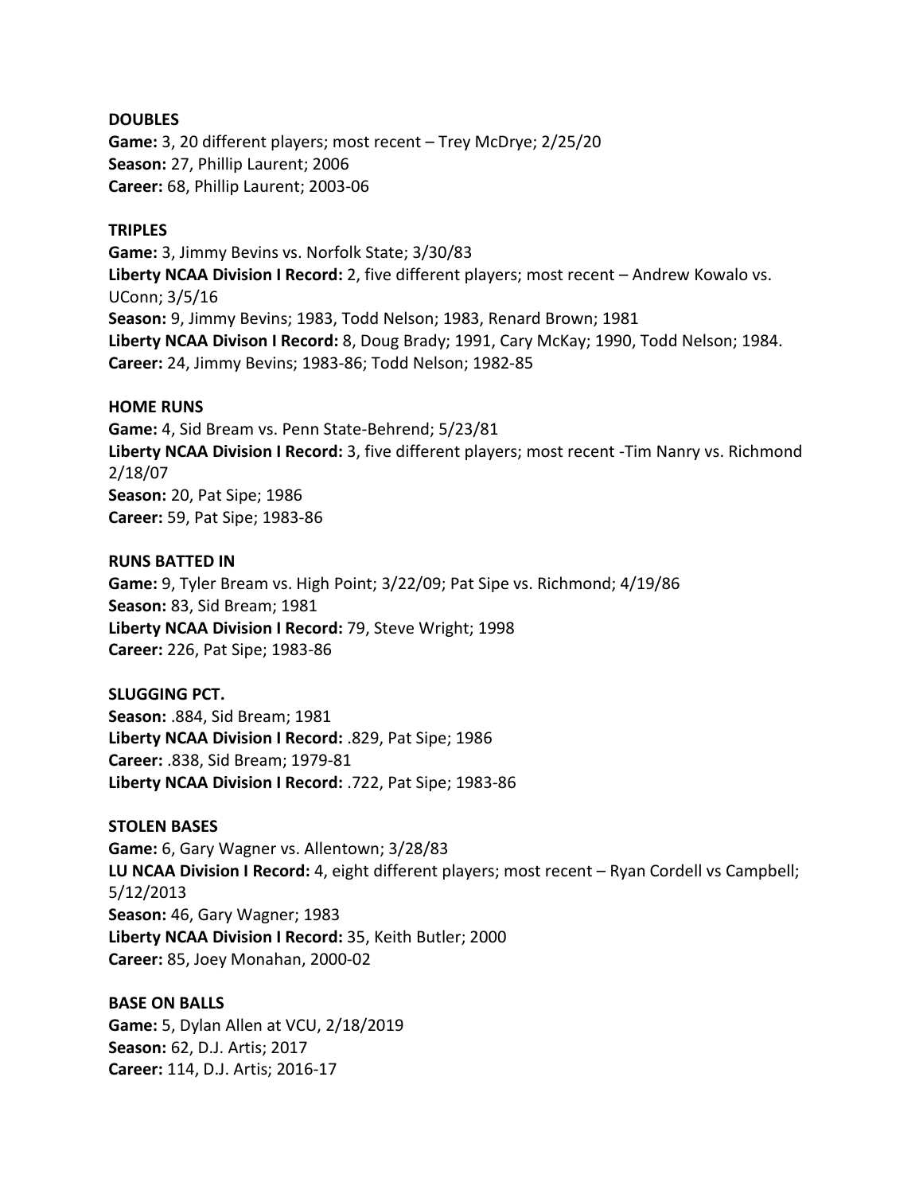**DOUBLES**

**Game:** 3, 20 different players; most recent – Trey McDrye; 2/25/20
**Season:** 27, Phillip Laurent; 2006
**Career:** 68, Phillip Laurent; 2003-06

**TRIPLES**

**Game:** 3, Jimmy Bevins vs. Norfolk State; 3/30/83
**Liberty NCAA Division I Record:** 2, five different players; most recent – Andrew Kowalo vs. UConn; 3/5/16
**Season:** 9, Jimmy Bevins; 1983, Todd Nelson; 1983, Renard Brown; 1981
**Liberty NCAA Divison I Record:** 8, Doug Brady; 1991, Cary McKay; 1990, Todd Nelson; 1984.
**Career:** 24, Jimmy Bevins; 1983-86; Todd Nelson; 1982-85

**HOME RUNS**

**Game:** 4, Sid Bream vs. Penn State-Behrend; 5/23/81
**Liberty NCAA Division I Record:** 3, five different players; most recent -Tim Nanry vs. Richmond 2/18/07
**Season:** 20, Pat Sipe; 1986
**Career:** 59, Pat Sipe; 1983-86

**RUNS BATTED IN**

**Game:** 9, Tyler Bream vs. High Point; 3/22/09; Pat Sipe vs. Richmond; 4/19/86
**Season:** 83, Sid Bream; 1981
**Liberty NCAA Division I Record:** 79, Steve Wright; 1998
**Career:** 226, Pat Sipe; 1983-86

**SLUGGING PCT.**

**Season:** .884, Sid Bream; 1981
**Liberty NCAA Division I Record:** .829, Pat Sipe; 1986
**Career:** .838, Sid Bream; 1979-81
**Liberty NCAA Division I Record:** .722, Pat Sipe; 1983-86

**STOLEN BASES**

**Game:** 6, Gary Wagner vs. Allentown; 3/28/83
**LU NCAA Division I Record:** 4, eight different players; most recent – Ryan Cordell vs Campbell; 5/12/2013
**Season:** 46, Gary Wagner; 1983
**Liberty NCAA Division I Record:** 35, Keith Butler; 2000
**Career:** 85, Joey Monahan, 2000-02

**BASE ON BALLS**

**Game:** 5, Dylan Allen at VCU, 2/18/2019
**Season:** 62, D.J. Artis; 2017
**Career:** 114, D.J. Artis; 2016-17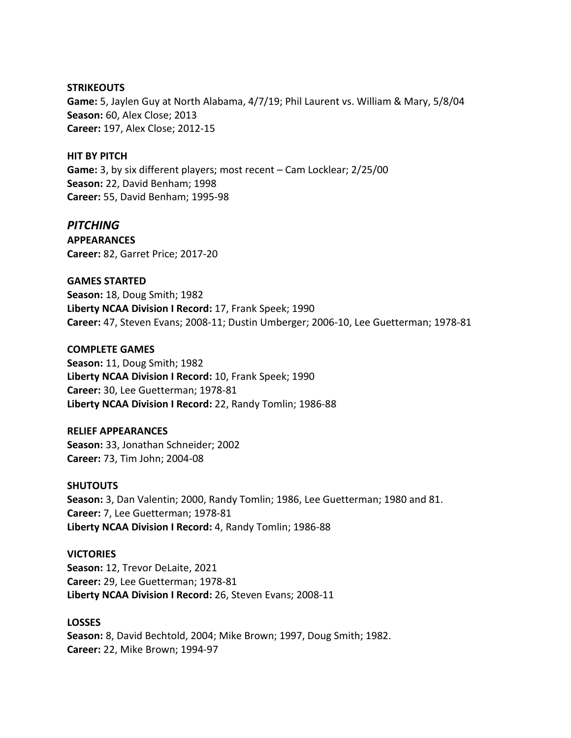**STRIKEOUTS**
**Game:** 5, Jaylen Guy at North Alabama, 4/7/19; Phil Laurent vs. William & Mary, 5/8/04
**Season:** 60, Alex Close; 2013
**Career:** 197, Alex Close; 2012-15

**HIT BY PITCH**
**Game:** 3, by six different players; most recent – Cam Locklear; 2/25/00
**Season:** 22, David Benham; 1998
**Career:** 55, David Benham; 1995-98

## *PITCHING*

**APPEARANCES**
**Career:** 82, Garret Price; 2017-20

**GAMES STARTED**
**Season:** 18, Doug Smith; 1982
**Liberty NCAA Division I Record:** 17, Frank Speek; 1990
**Career:** 47, Steven Evans; 2008-11; Dustin Umberger; 2006-10, Lee Guetterman; 1978-81

**COMPLETE GAMES**
**Season:** 11, Doug Smith; 1982
**Liberty NCAA Division I Record:** 10, Frank Speek; 1990
**Career:** 30, Lee Guetterman; 1978-81
**Liberty NCAA Division I Record:** 22, Randy Tomlin; 1986-88

**RELIEF APPEARANCES**
**Season:** 33, Jonathan Schneider; 2002
**Career:** 73, Tim John; 2004-08

**SHUTOUTS**
**Season:** 3, Dan Valentin; 2000, Randy Tomlin; 1986, Lee Guetterman; 1980 and 81.
**Career:** 7, Lee Guetterman; 1978-81
**Liberty NCAA Division I Record:** 4, Randy Tomlin; 1986-88

**VICTORIES**
**Season:** 12, Trevor DeLaite, 2021
**Career:** 29, Lee Guetterman; 1978-81
**Liberty NCAA Division I Record:** 26, Steven Evans; 2008-11

**LOSSES**
**Season:** 8, David Bechtold, 2004; Mike Brown; 1997, Doug Smith; 1982.
**Career:** 22, Mike Brown; 1994-97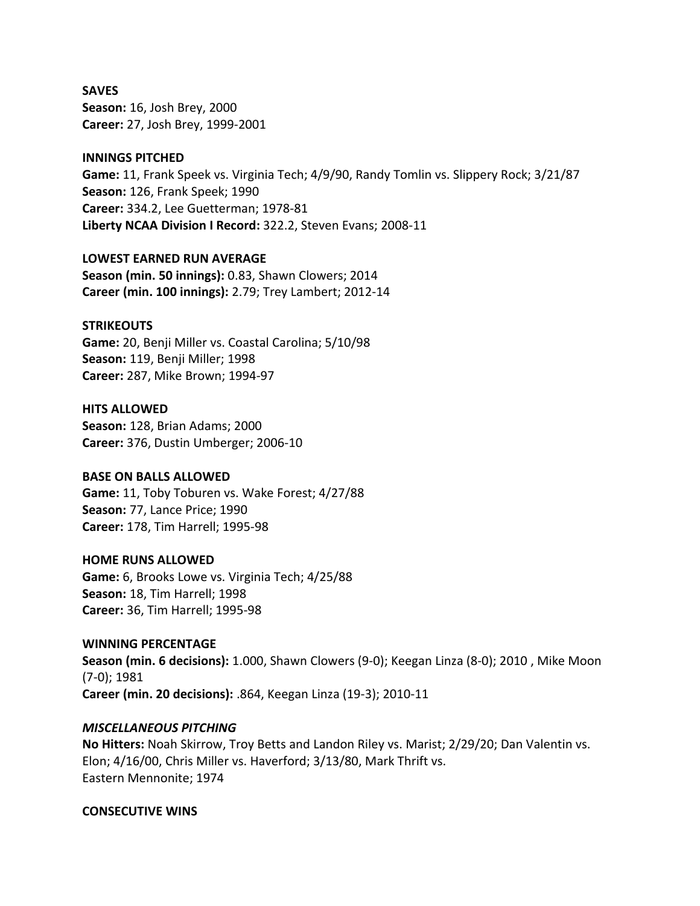**SAVES**

**Season:** 16, Josh Brey, 2000
**Career:** 27, Josh Brey, 1999-2001

**INNINGS PITCHED**

**Game:** 11, Frank Speek vs. Virginia Tech; 4/9/90, Randy Tomlin vs. Slippery Rock; 3/21/87
**Season:** 126, Frank Speek; 1990
**Career:** 334.2, Lee Guetterman; 1978-81
**Liberty NCAA Division I Record:** 322.2, Steven Evans; 2008-11

**LOWEST EARNED RUN AVERAGE**

**Season (min. 50 innings):** 0.83, Shawn Clowers; 2014
**Career (min. 100 innings):** 2.79; Trey Lambert; 2012-14

**STRIKEOUTS**

**Game:** 20, Benji Miller vs. Coastal Carolina; 5/10/98
**Season:** 119, Benji Miller; 1998
**Career:** 287, Mike Brown; 1994-97

**HITS ALLOWED**

**Season:** 128, Brian Adams; 2000
**Career:** 376, Dustin Umberger; 2006-10

**BASE ON BALLS ALLOWED**

**Game:** 11, Toby Toburen vs. Wake Forest; 4/27/88
**Season:** 77, Lance Price; 1990
**Career:** 178, Tim Harrell; 1995-98

**HOME RUNS ALLOWED**

**Game:** 6, Brooks Lowe vs. Virginia Tech; 4/25/88
**Season:** 18, Tim Harrell; 1998
**Career:** 36, Tim Harrell; 1995-98

**WINNING PERCENTAGE**

**Season (min. 6 decisions):** 1.000, Shawn Clowers (9-0); Keegan Linza (8-0); 2010 , Mike Moon (7-0); 1981
**Career (min. 20 decisions):** .864, Keegan Linza (19-3); 2010-11

***MISCELLANEOUS PITCHING***

**No Hitters:** Noah Skirrow, Troy Betts and Landon Riley vs. Marist; 2/29/20; Dan Valentin vs. Elon; 4/16/00, Chris Miller vs. Haverford; 3/13/80, Mark Thrift vs. Eastern Mennonite; 1974

**CONSECUTIVE WINS**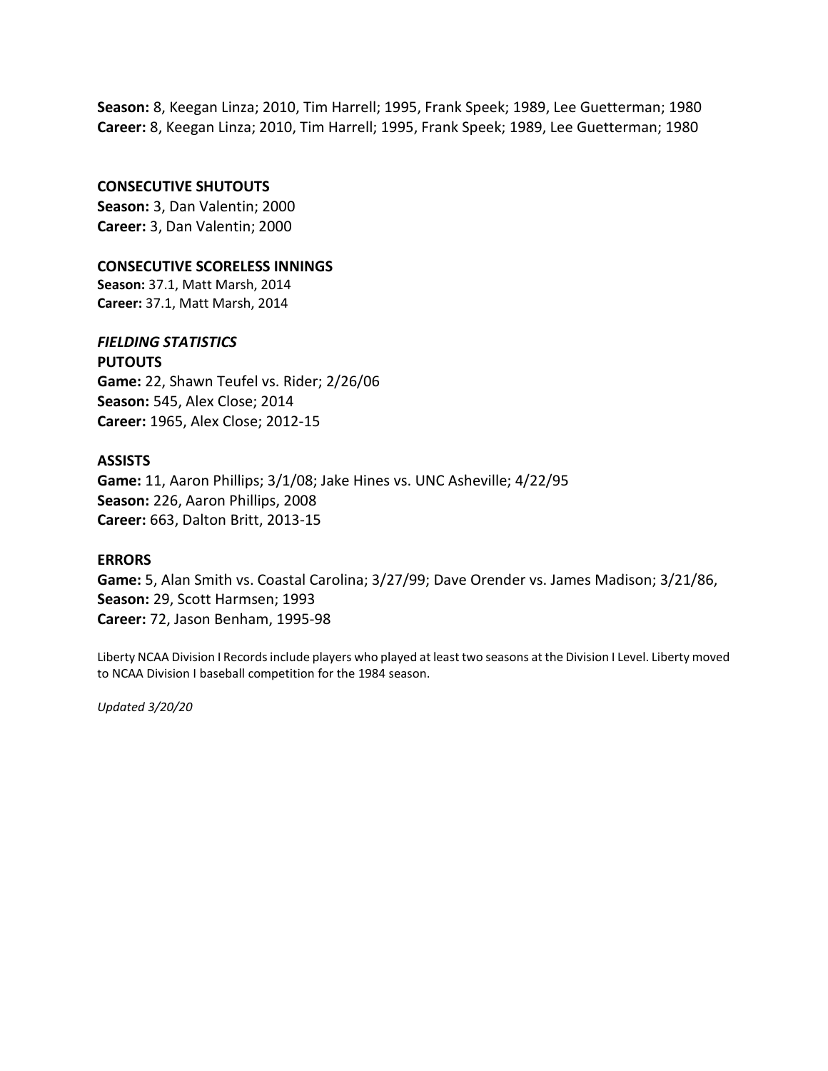**Season:** 8, Keegan Linza; 2010, Tim Harrell; 1995, Frank Speek; 1989, Lee Guetterman; 1980
**Career:** 8, Keegan Linza; 2010, Tim Harrell; 1995, Frank Speek; 1989, Lee Guetterman; 1980

**CONSECUTIVE SHUTOUTS**
**Season:** 3, Dan Valentin; 2000
**Career:** 3, Dan Valentin; 2000

**CONSECUTIVE SCORELESS INNINGS**
**Season:** 37.1, Matt Marsh, 2014
**Career:** 37.1, Matt Marsh, 2014

***FIELDING STATISTICS***

**PUTOUTS**
**Game:** 22, Shawn Teufel vs. Rider; 2/26/06
**Season:** 545, Alex Close; 2014
**Career:** 1965, Alex Close; 2012-15

**ASSISTS**
**Game:** 11, Aaron Phillips; 3/1/08; Jake Hines vs. UNC Asheville; 4/22/95
**Season:** 226, Aaron Phillips, 2008
**Career:** 663, Dalton Britt, 2013-15

**ERRORS**
**Game:** 5, Alan Smith vs. Coastal Carolina; 3/27/99; Dave Orender vs. James Madison; 3/21/86,
**Season:** 29, Scott Harmsen; 1993
**Career:** 72, Jason Benham, 1995-98

Liberty NCAA Division I Records include players who played at least two seasons at the Division I Level. Liberty moved to NCAA Division I baseball competition for the 1984 season.

*Updated 3/20/20*